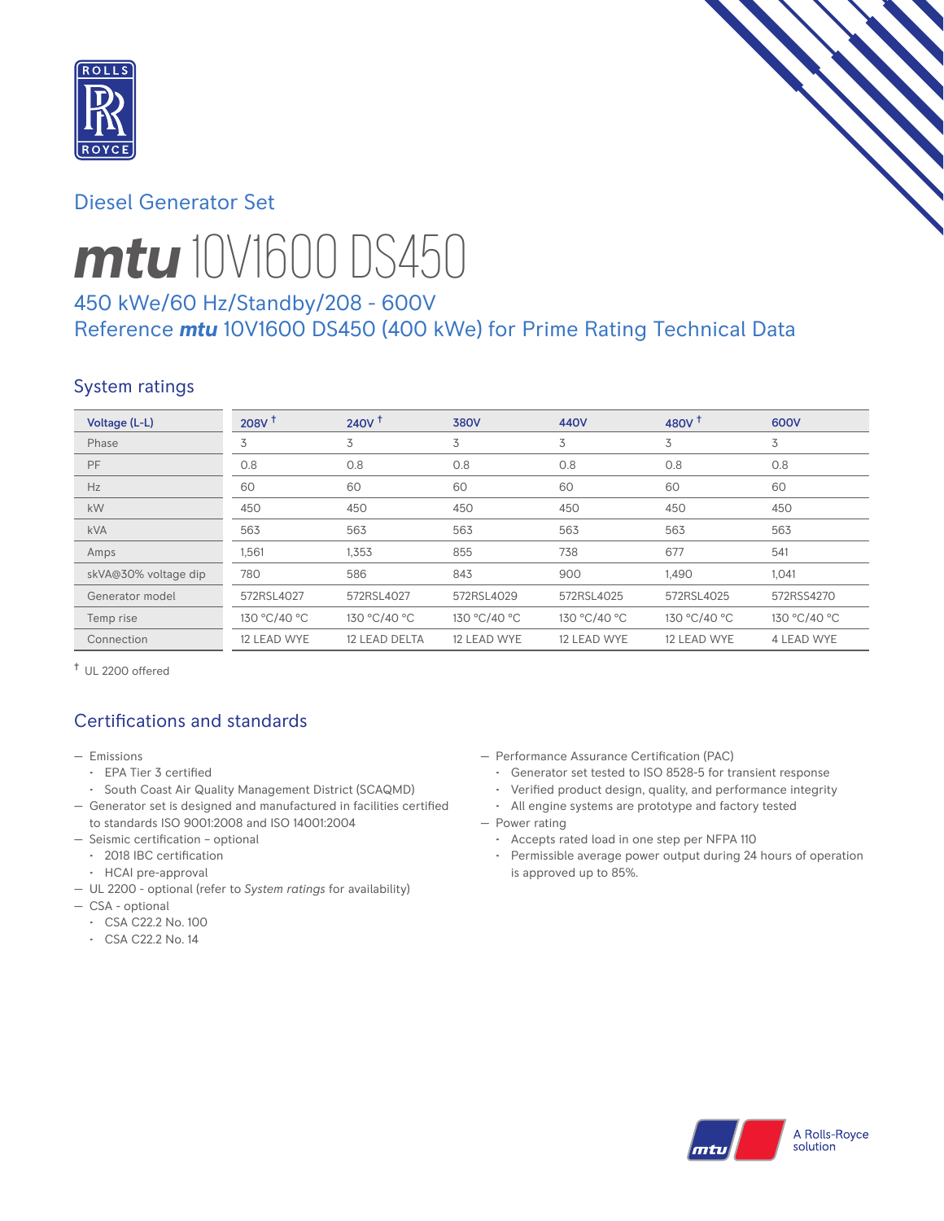Diesel Generator Set

# mtu 10V1600 DS450

## 450 kWe/60 Hz/Standby/208 - 600V
## Reference *mtu* 10V1600 DS450 (400 kWe) for Prime Rating Technical Data

## System ratings

| Voltage (L-L) | 208V † | 240V † | 380V | 440V | 480V † | 600V |
|---|---|---|---|---|---|---|
| Phase | 3 | 3 | 3 | 3 | 3 | 3 |
| PF | 0.8 | 0.8 | 0.8 | 0.8 | 0.8 | 0.8 |
| Hz | 60 | 60 | 60 | 60 | 60 | 60 |
| kW | 450 | 450 | 450 | 450 | 450 | 450 |
| kVA | 563 | 563 | 563 | 563 | 563 | 563 |
| Amps | 1,561 | 1,353 | 855 | 738 | 677 | 541 |
| skVA@30% voltage dip | 780 | 586 | 843 | 900 | 1,490 | 1,041 |
| Generator model | 572RSL4027 | 572RSL4027 | 572RSL4029 | 572RSL4025 | 572RSL4025 | 572RSS4270 |
| Temp rise | 130 °C/40 °C | 130 °C/40 °C | 130 °C/40 °C | 130 °C/40 °C | 130 °C/40 °C | 130 °C/40 °C |
| Connection | 12 LEAD WYE | 12 LEAD DELTA | 12 LEAD WYE | 12 LEAD WYE | 12 LEAD WYE | 4 LEAD WYE |

† UL 2200 offered

## Certifications and standards

- Emissions
  - EPA Tier 3 certified
  - South Coast Air Quality Management District (SCAQMD)
- Generator set is designed and manufactured in facilities certified to standards ISO 9001:2008 and ISO 14001:2004
- Seismic certification – optional
  - 2018 IBC certification
  - HCAI pre-approval
- UL 2200 - optional (refer to *System ratings* for availability)
- CSA - optional
  - CSA C22.2 No. 100
  - CSA C22.2 No. 14
- Performance Assurance Certification (PAC)
  - Generator set tested to ISO 8528-5 for transient response
  - Verified product design, quality, and performance integrity
  - All engine systems are prototype and factory tested
- Power rating
  - Accepts rated load in one step per NFPA 110
  - Permissible average power output during 24 hours of operation is approved up to 85%.

A Rolls-Royce solution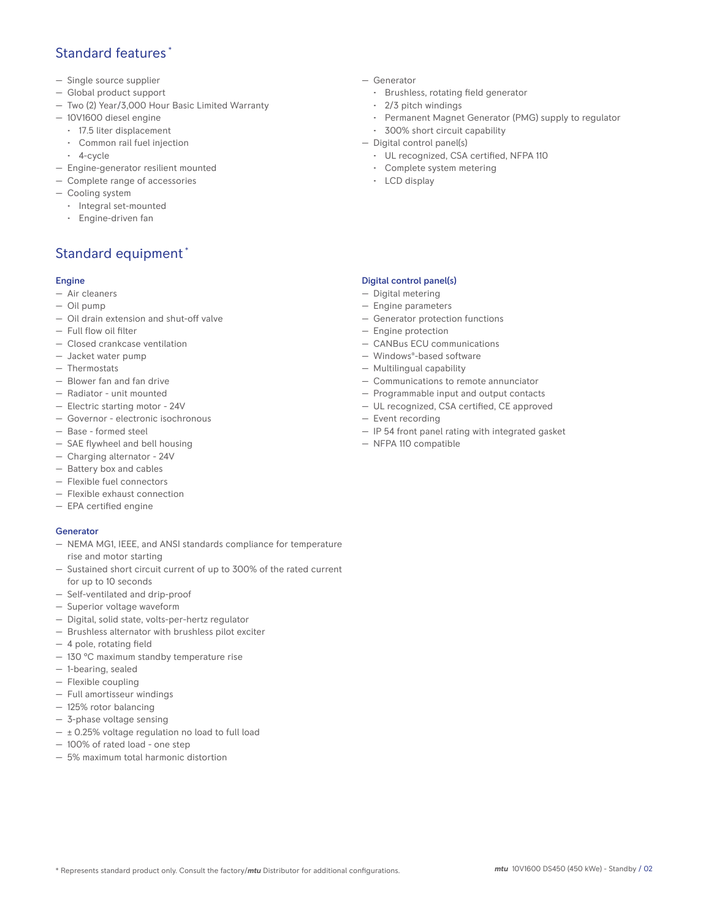## Standard features *

- Single source supplier
- Global product support
- Two (2) Year/3,000 Hour Basic Limited Warranty
- 10V1600 diesel engine
  - 17.5 liter displacement
  - Common rail fuel injection
  - 4-cycle
- Engine-generator resilient mounted
- Complete range of accessories
- Cooling system
  - Integral set-mounted
  - Engine-driven fan
- Generator
  - Brushless, rotating field generator
  - 2/3 pitch windings
  - Permanent Magnet Generator (PMG) supply to regulator
  - 300% short circuit capability
- Digital control panel(s)
  - UL recognized, CSA certified, NFPA 110
  - Complete system metering
  - LCD display

## Standard equipment *

### Engine

- Air cleaners
- Oil pump
- Oil drain extension and shut-off valve
- Full flow oil filter
- Closed crankcase ventilation
- Jacket water pump
- Thermostats
- Blower fan and fan drive
- Radiator - unit mounted
- Electric starting motor - 24V
- Governor - electronic isochronous
- Base - formed steel
- SAE flywheel and bell housing
- Charging alternator - 24V
- Battery box and cables
- Flexible fuel connectors
- Flexible exhaust connection
- EPA certified engine

### Generator

- NEMA MG1, IEEE, and ANSI standards compliance for temperature rise and motor starting
- Sustained short circuit current of up to 300% of the rated current for up to 10 seconds
- Self-ventilated and drip-proof
- Superior voltage waveform
- Digital, solid state, volts-per-hertz regulator
- Brushless alternator with brushless pilot exciter
- 4 pole, rotating field
- 130 °C maximum standby temperature rise
- 1-bearing, sealed
- Flexible coupling
- Full amortisseur windings
- 125% rotor balancing
- 3-phase voltage sensing
- ± 0.25% voltage regulation no load to full load
- 100% of rated load - one step
- 5% maximum total harmonic distortion

### Digital control panel(s)

- Digital metering
- Engine parameters
- Generator protection functions
- Engine protection
- CANBus ECU communications
- Windows®-based software
- Multilingual capability
- Communications to remote annunciator
- Programmable input and output contacts
- UL recognized, CSA certified, CE approved
- Event recording
- IP 54 front panel rating with integrated gasket
- NFPA 110 compatible

* Represents standard product only. Consult the factory/*mtu* Distributor for additional configurations.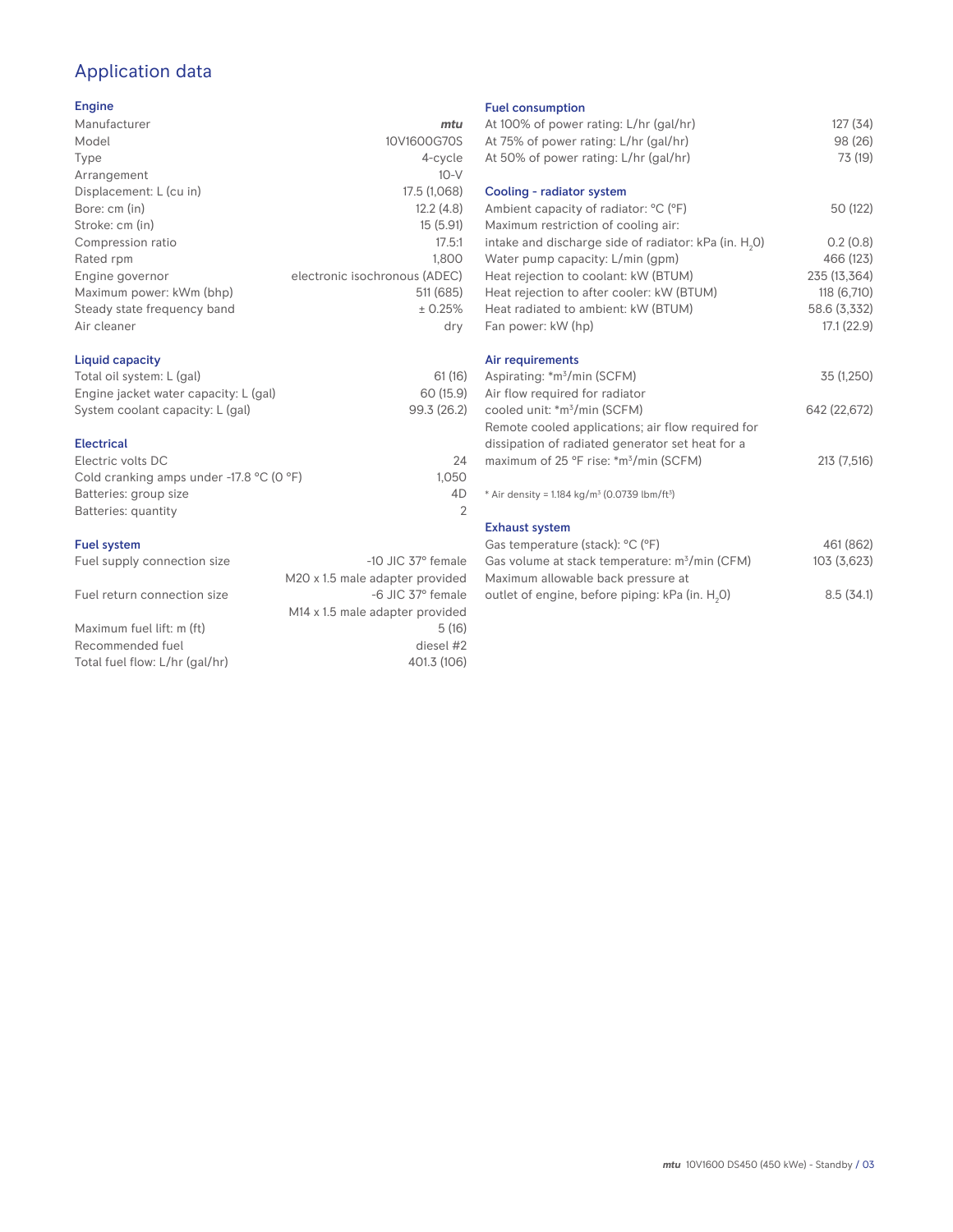# Application data

## Engine

| | |
|---|---|
| Manufacturer | *mtu* |
| Model | 10V1600G70S |
| Type | 4-cycle |
| Arrangement | 10-V |
| Displacement: L (cu in) | 17.5 (1,068) |
| Bore: cm (in) | 12.2 (4.8) |
| Stroke: cm (in) | 15 (5.91) |
| Compression ratio | 17.5:1 |
| Rated rpm | 1,800 |
| Engine governor | electronic isochronous (ADEC) |
| Maximum power: kWm (bhp) | 511 (685) |
| Steady state frequency band | ± 0.25% |
| Air cleaner | dry |

## Liquid capacity

| | |
|---|---|
| Total oil system: L (gal) | 61 (16) |
| Engine jacket water capacity: L (gal) | 60 (15.9) |
| System coolant capacity: L (gal) | 99.3 (26.2) |

## Electrical

| | |
|---|---|
| Electric volts DC | 24 |
| Cold cranking amps under -17.8 °C (0 °F) | 1,050 |
| Batteries: group size | 4D |
| Batteries: quantity | 2 |

## Fuel system

| | |
|---|---|
| Fuel supply connection size | -10 JIC 37° female<br>M20 x 1.5 male adapter provided |
| Fuel return connection size | -6 JIC 37° female<br>M14 x 1.5 male adapter provided |
| Maximum fuel lift: m (ft) | 5 (16) |
| Recommended fuel | diesel #2 |
| Total fuel flow: L/hr (gal/hr) | 401.3 (106) |

## Fuel consumption

| | |
|---|---|
| At 100% of power rating: L/hr (gal/hr) | 127 (34) |
| At 75% of power rating: L/hr (gal/hr) | 98 (26) |
| At 50% of power rating: L/hr (gal/hr) | 73 (19) |

## Cooling - radiator system

| | |
|---|---|
| Ambient capacity of radiator: °C (°F) | 50 (122) |
| Maximum restriction of cooling air: intake and discharge side of radiator: kPa (in. $H_2O$) | 0.2 (0.8) |
| Water pump capacity: L/min (gpm) | 466 (123) |
| Heat rejection to coolant: kW (BTUM) | 235 (13,364) |
| Heat rejection to after cooler: kW (BTUM) | 118 (6,710) |
| Heat radiated to ambient: kW (BTUM) | 58.6 (3,332) |
| Fan power: kW (hp) | 17.1 (22.9) |

## Air requirements

| | |
|---|---|
| Aspirating: *m³/min (SCFM) | 35 (1,250) |
| Air flow required for radiator cooled unit: *m³/min (SCFM) | 642 (22,672) |
| Remote cooled applications; air flow required for dissipation of radiated generator set heat for a maximum of 25 °F rise: *m³/min (SCFM) | 213 (7,516) |

\* Air density = 1.184 kg/m³ (0.0739 lbm/ft³)

## Exhaust system

| | |
|---|---|
| Gas temperature (stack): °C (°F) | 461 (862) |
| Gas volume at stack temperature: m³/min (CFM) | 103 (3,623) |
| Maximum allowable back pressure at outlet of engine, before piping: kPa (in. $H_2O$) | 8.5 (34.1) |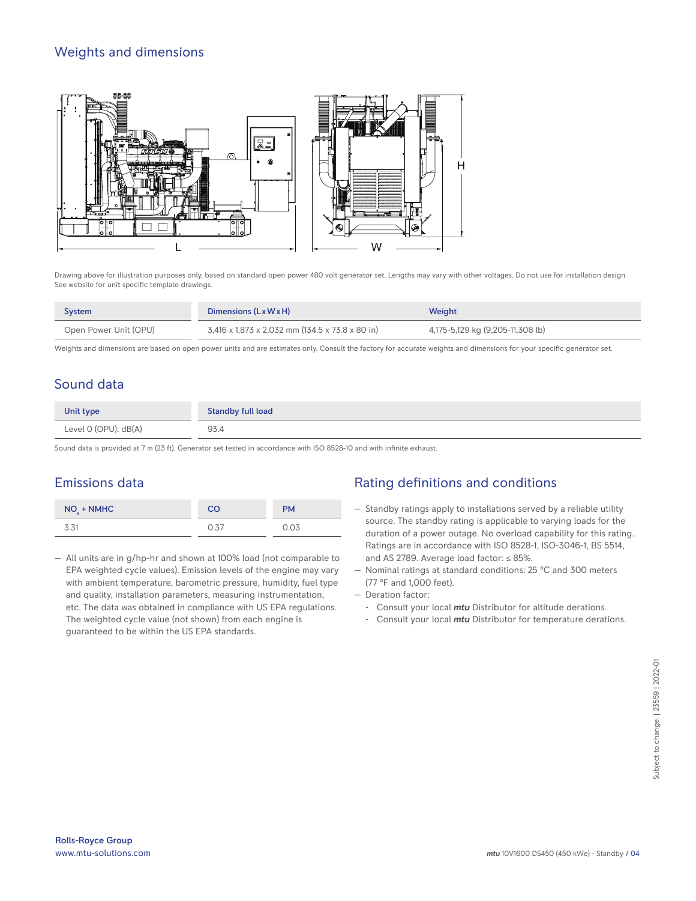## Weights and dimensions

L

W

H

Drawing above for illustration purposes only, based on standard open power 480 volt generator set. Lengths may vary with other voltages. Do not use for installation design. See website for unit specific template drawings.

| System | Dimensions (L x W x H) | Weight |
|---|---|---|
| Open Power Unit (OPU) | 3,416 x 1,873 x 2,032 mm (134.5 x 73.8 x 80 in) | 4,175-5,129 kg (9,205-11,308 lb) |

Weights and dimensions are based on open power units and are estimates only. Consult the factory for accurate weights and dimensions for your specific generator set.

## Sound data

| Unit type | Standby full load |
|---|---|
| Level 0 (OPU): dB(A) | 93.4 |

Sound data is provided at 7 m (23 ft). Generator set tested in accordance with ISO 8528-10 and with infinite exhaust.

## Emissions data

| $NO_x$ + NMHC | CO | PM |
|---|---|---|
| 3.31 | 0.37 | 0.03 |

— All units are in g/hp-hr and shown at 100% load (not comparable to EPA weighted cycle values). Emission levels of the engine may vary with ambient temperature, barometric pressure, humidity, fuel type and quality, installation parameters, measuring instrumentation, etc. The data was obtained in compliance with US EPA regulations. The weighted cycle value (not shown) from each engine is guaranteed to be within the US EPA standards.

## Rating definitions and conditions

— Standby ratings apply to installations served by a reliable utility source. The standby rating is applicable to varying loads for the duration of a power outage. No overload capability for this rating. Ratings are in accordance with ISO 8528-1, ISO-3046-1, BS 5514, and AS 2789. Average load factor: ≤ 85%.

— Nominal ratings at standard conditions: 25 °C and 300 meters (77 °F and 1,000 feet).

— Deration factor:

- Consult your local ***mtu*** Distributor for altitude derations.
- Consult your local ***mtu*** Distributor for temperature derations.

Subject to change. | 23559 | 2022-01

Rolls-Royce Group
www.mtu-solutions.com

***mtu*** 10V1600 DS450 (450 kWe) - Standby